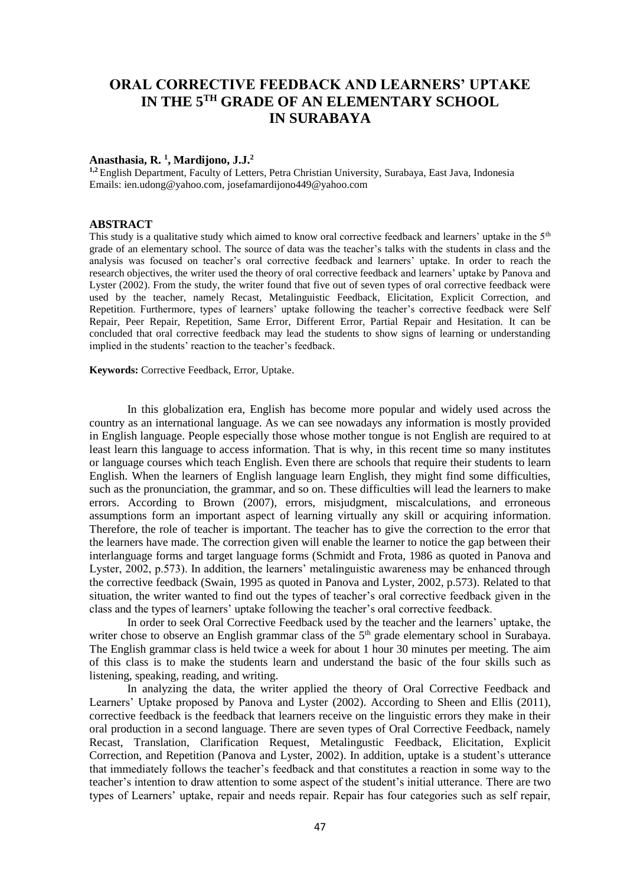# ORAL CORRECTIVE FEEDBACK AND LEARNERS' UPTAKE IN THE 5TH GRADE OF AN ELEMENTARY SCHOOL IN SURABAYA

**Anasthasia, R. [1], Mardijono, J.J.[2]**

[1,2] English Department, Faculty of Letters, Petra Christian University, Surabaya, East Java, Indonesia
Emails: ien.udong@yahoo.com, josefamardijono449@yahoo.com

## ABSTRACT

This study is a qualitative study which aimed to know oral corrective feedback and learners' uptake in the 5th grade of an elementary school. The source of data was the teacher's talks with the students in class and the analysis was focused on teacher's oral corrective feedback and learners' uptake. In order to reach the research objectives, the writer used the theory of oral corrective feedback and learners' uptake by Panova and Lyster (2002). From the study, the writer found that five out of seven types of oral corrective feedback were used by the teacher, namely Recast, Metalinguistic Feedback, Elicitation, Explicit Correction, and Repetition. Furthermore, types of learners' uptake following the teacher's corrective feedback were Self Repair, Peer Repair, Repetition, Same Error, Different Error, Partial Repair and Hesitation. It can be concluded that oral corrective feedback may lead the students to show signs of learning or understanding implied in the students' reaction to the teacher's feedback.

**Keywords:** Corrective Feedback, Error, Uptake.

In this globalization era, English has become more popular and widely used across the country as an international language. As we can see nowadays any information is mostly provided in English language. People especially those whose mother tongue is not English are required to at least learn this language to access information. That is why, in this recent time so many institutes or language courses which teach English. Even there are schools that require their students to learn English. When the learners of English language learn English, they might find some difficulties, such as the pronunciation, the grammar, and so on. These difficulties will lead the learners to make errors. According to Brown (2007), errors, misjudgment, miscalculations, and erroneous assumptions form an important aspect of learning virtually any skill or acquiring information. Therefore, the role of teacher is important. The teacher has to give the correction to the error that the learners have made. The correction given will enable the learner to notice the gap between their interlanguage forms and target language forms (Schmidt and Frota, 1986 as quoted in Panova and Lyster, 2002, p.573). In addition, the learners' metalinguistic awareness may be enhanced through the corrective feedback (Swain, 1995 as quoted in Panova and Lyster, 2002, p.573). Related to that situation, the writer wanted to find out the types of teacher's oral corrective feedback given in the class and the types of learners' uptake following the teacher's oral corrective feedback.

In order to seek Oral Corrective Feedback used by the teacher and the learners' uptake, the writer chose to observe an English grammar class of the 5th grade elementary school in Surabaya. The English grammar class is held twice a week for about 1 hour 30 minutes per meeting. The aim of this class is to make the students learn and understand the basic of the four skills such as listening, speaking, reading, and writing.

In analyzing the data, the writer applied the theory of Oral Corrective Feedback and Learners' Uptake proposed by Panova and Lyster (2002). According to Sheen and Ellis (2011), corrective feedback is the feedback that learners receive on the linguistic errors they make in their oral production in a second language. There are seven types of Oral Corrective Feedback, namely Recast, Translation, Clarification Request, Metalingustic Feedback, Elicitation, Explicit Correction, and Repetition (Panova and Lyster, 2002). In addition, uptake is a student's utterance that immediately follows the teacher's feedback and that constitutes a reaction in some way to the teacher's intention to draw attention to some aspect of the student's initial utterance. There are two types of Learners' uptake, repair and needs repair. Repair has four categories such as self repair,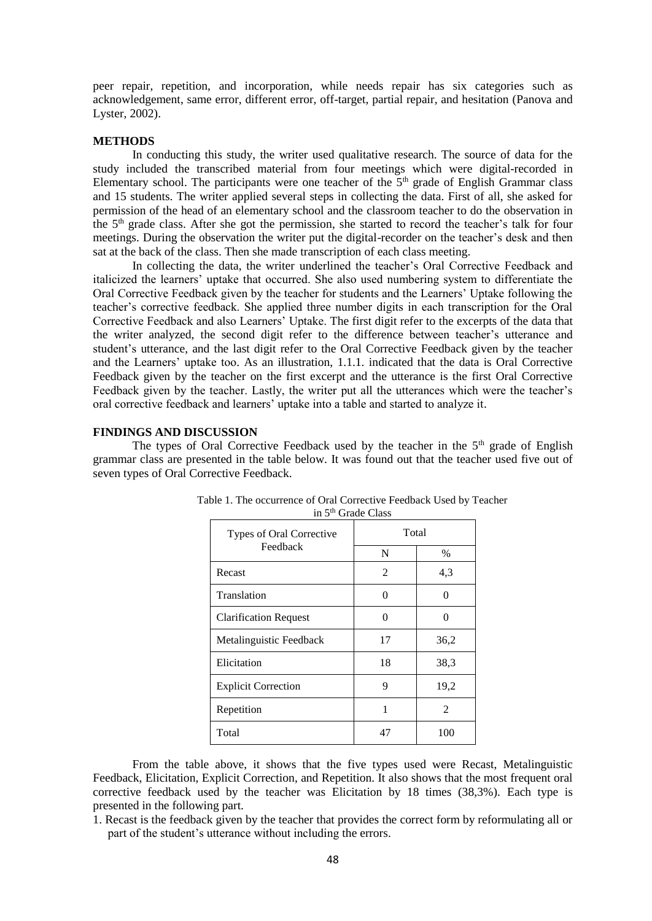peer repair, repetition, and incorporation, while needs repair has six categories such as acknowledgement, same error, different error, off-target, partial repair, and hesitation (Panova and Lyster, 2002).

## METHODS

In conducting this study, the writer used qualitative research. The source of data for the study included the transcribed material from four meetings which were digital-recorded in Elementary school. The participants were one teacher of the 5th grade of English Grammar class and 15 students. The writer applied several steps in collecting the data. First of all, she asked for permission of the head of an elementary school and the classroom teacher to do the observation in the 5th grade class. After she got the permission, she started to record the teacher's talk for four meetings. During the observation the writer put the digital-recorder on the teacher's desk and then sat at the back of the class. Then she made transcription of each class meeting.

In collecting the data, the writer underlined the teacher's Oral Corrective Feedback and italicized the learners' uptake that occurred. She also used numbering system to differentiate the Oral Corrective Feedback given by the teacher for students and the Learners' Uptake following the teacher's corrective feedback. She applied three number digits in each transcription for the Oral Corrective Feedback and also Learners' Uptake. The first digit refer to the excerpts of the data that the writer analyzed, the second digit refer to the difference between teacher's utterance and student's utterance, and the last digit refer to the Oral Corrective Feedback given by the teacher and the Learners' uptake too. As an illustration, 1.1.1. indicated that the data is Oral Corrective Feedback given by the teacher on the first excerpt and the utterance is the first Oral Corrective Feedback given by the teacher. Lastly, the writer put all the utterances which were the teacher's oral corrective feedback and learners' uptake into a table and started to analyze it.

## FINDINGS AND DISCUSSION

The types of Oral Corrective Feedback used by the teacher in the 5th grade of English grammar class are presented in the table below. It was found out that the teacher used five out of seven types of Oral Corrective Feedback.

Table 1. The occurrence of Oral Corrective Feedback Used by Teacher in 5th Grade Class

| Types of Oral Corrective Feedback | Total | |
|---|---|---|
| | N | % |
| Recast | 2 | 4,3 |
| Translation | 0 | 0 |
| Clarification Request | 0 | 0 |
| Metalinguistic Feedback | 17 | 36,2 |
| Elicitation | 18 | 38,3 |
| Explicit Correction | 9 | 19,2 |
| Repetition | 1 | 2 |
| Total | 47 | 100 |

From the table above, it shows that the five types used were Recast, Metalinguistic Feedback, Elicitation, Explicit Correction, and Repetition. It also shows that the most frequent oral corrective feedback used by the teacher was Elicitation by 18 times (38,3%). Each type is presented in the following part.

1. Recast is the feedback given by the teacher that provides the correct form by reformulating all or part of the student's utterance without including the errors.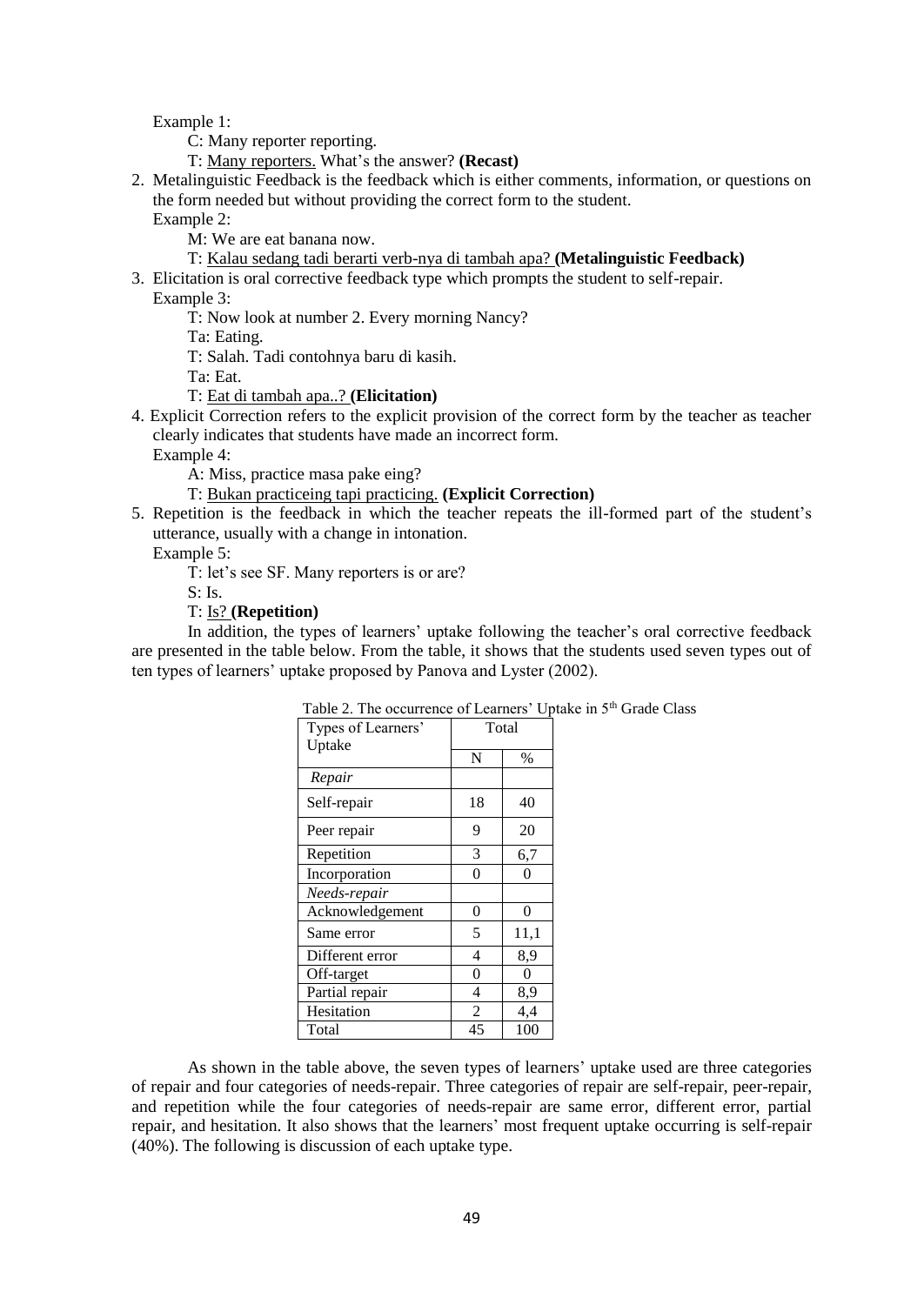Example 1:

C: Many reporter reporting.

T: <u>Many reporters.</u> What's the answer? **(Recast)**

2. Metalinguistic Feedback is the feedback which is either comments, information, or questions on the form needed but without providing the correct form to the student.

   Example 2:

   M: We are eat banana now.

   T: <u>Kalau sedang tadi berarti verb-nya di tambah apa?</u> **(Metalinguistic Feedback)**

3. Elicitation is oral corrective feedback type which prompts the student to self-repair.

   Example 3:

   T: Now look at number 2. Every morning Nancy?

   Ta: Eating.

   T: Salah. Tadi contohnya baru di kasih.

   Ta: Eat.

   T: <u>Eat di tambah apa..?</u> **(Elicitation)**

4. Explicit Correction refers to the explicit provision of the correct form by the teacher as teacher clearly indicates that students have made an incorrect form.

   Example 4:

   A: Miss, practice masa pake eing?

   T: <u>Bukan practiceing tapi practicing.</u> **(Explicit Correction)**

5. Repetition is the feedback in which the teacher repeats the ill-formed part of the student's utterance, usually with a change in intonation.

   Example 5:

   T: let's see SF. Many reporters is or are?

   S: Is.

   T: <u>Is?</u> **(Repetition)**

In addition, the types of learners' uptake following the teacher's oral corrective feedback are presented in the table below. From the table, it shows that the students used seven types out of ten types of learners' uptake proposed by Panova and Lyster (2002).

Table 2. The occurrence of Learners' Uptake in 5th Grade Class

| Types of Learners' Uptake | Total | |
|---|---|---|
| | N | % |
| *Repair* | | |
| Self-repair | 18 | 40 |
| Peer repair | 9 | 20 |
| Repetition | 3 | 6,7 |
| Incorporation | 0 | 0 |
| *Needs-repair* | | |
| Acknowledgement | 0 | 0 |
| Same error | 5 | 11,1 |
| Different error | 4 | 8,9 |
| Off-target | 0 | 0 |
| Partial repair | 4 | 8,9 |
| Hesitation | 2 | 4,4 |
| Total | 45 | 100 |

As shown in the table above, the seven types of learners' uptake used are three categories of repair and four categories of needs-repair. Three categories of repair are self-repair, peer-repair, and repetition while the four categories of needs-repair are same error, different error, partial repair, and hesitation. It also shows that the learners' most frequent uptake occurring is self-repair (40%). The following is discussion of each uptake type.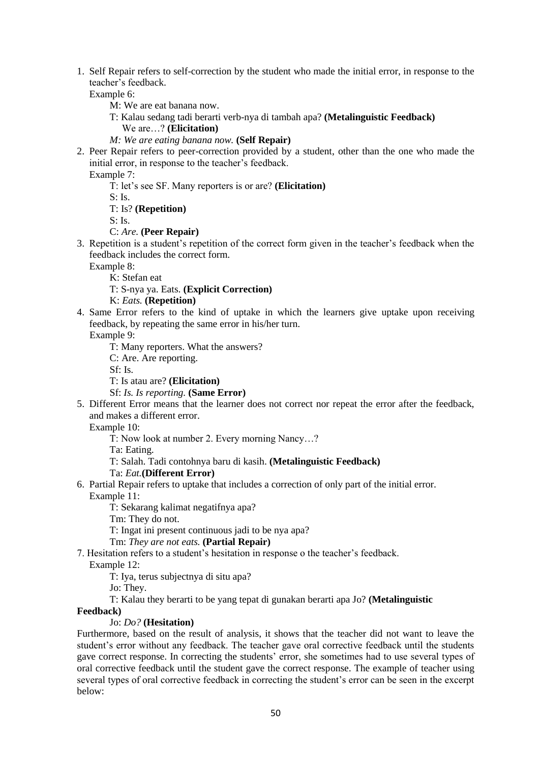1. Self Repair refers to self-correction by the student who made the initial error, in response to the teacher's feedback.
   
   Example 6:
   
   M: We are eat banana now.
   
   T: Kalau sedang tadi berarti verb-nya di tambah apa? **(Metalinguistic Feedback)**
   We are…? **(Elicitation)**
   
   *M: We are eating banana now.* **(Self Repair)**

2. Peer Repair refers to peer-correction provided by a student, other than the one who made the initial error, in response to the teacher's feedback.
   
   Example 7:
   
   T: let's see SF. Many reporters is or are? **(Elicitation)**
   
   S: Is.
   
   T: Is? **(Repetition)**
   
   S: Is.
   
   C: *Are.* **(Peer Repair)**

3. Repetition is a student's repetition of the correct form given in the teacher's feedback when the feedback includes the correct form.
   
   Example 8:
   
   K: Stefan eat
   
   T: S-nya ya. Eats. **(Explicit Correction)**
   
   K: *Eats.* **(Repetition)**

4. Same Error refers to the kind of uptake in which the learners give uptake upon receiving feedback, by repeating the same error in his/her turn.
   
   Example 9:
   
   T: Many reporters. What the answers?
   
   C: Are. Are reporting.
   
   Sf: Is.
   
   T: Is atau are? **(Elicitation)**
   
   Sf: *Is. Is reporting.* **(Same Error)**

5. Different Error means that the learner does not correct nor repeat the error after the feedback, and makes a different error.
   
   Example 10:
   
   T: Now look at number 2. Every morning Nancy…?
   
   Ta: Eating.
   
   T: Salah. Tadi contohnya baru di kasih. **(Metalinguistic Feedback)**
   
   Ta: *Eat.* **(Different Error)**

6. Partial Repair refers to uptake that includes a correction of only part of the initial error.
   
   Example 11:
   
   T: Sekarang kalimat negatifnya apa?
   
   Tm: They do not.
   
   T: Ingat ini present continuous jadi to be nya apa?
   
   Tm: *They are not eats.* **(Partial Repair)**

7. Hesitation refers to a student's hesitation in response o the teacher's feedback.
   
   Example 12:
   
   T: Iya, terus subjectnya di situ apa?
   
   Jo: They.
   
   T: Kalau they berarti to be yang tepat di gunakan berarti apa Jo? **(Metalinguistic Feedback)**
   
   Jo: *Do?* **(Hesitation)**

Furthermore, based on the result of analysis, it shows that the teacher did not want to leave the student's error without any feedback. The teacher gave oral corrective feedback until the students gave correct response. In correcting the students' error, she sometimes had to use several types of oral corrective feedback until the student gave the correct response. The example of teacher using several types of oral corrective feedback in correcting the student's error can be seen in the excerpt below: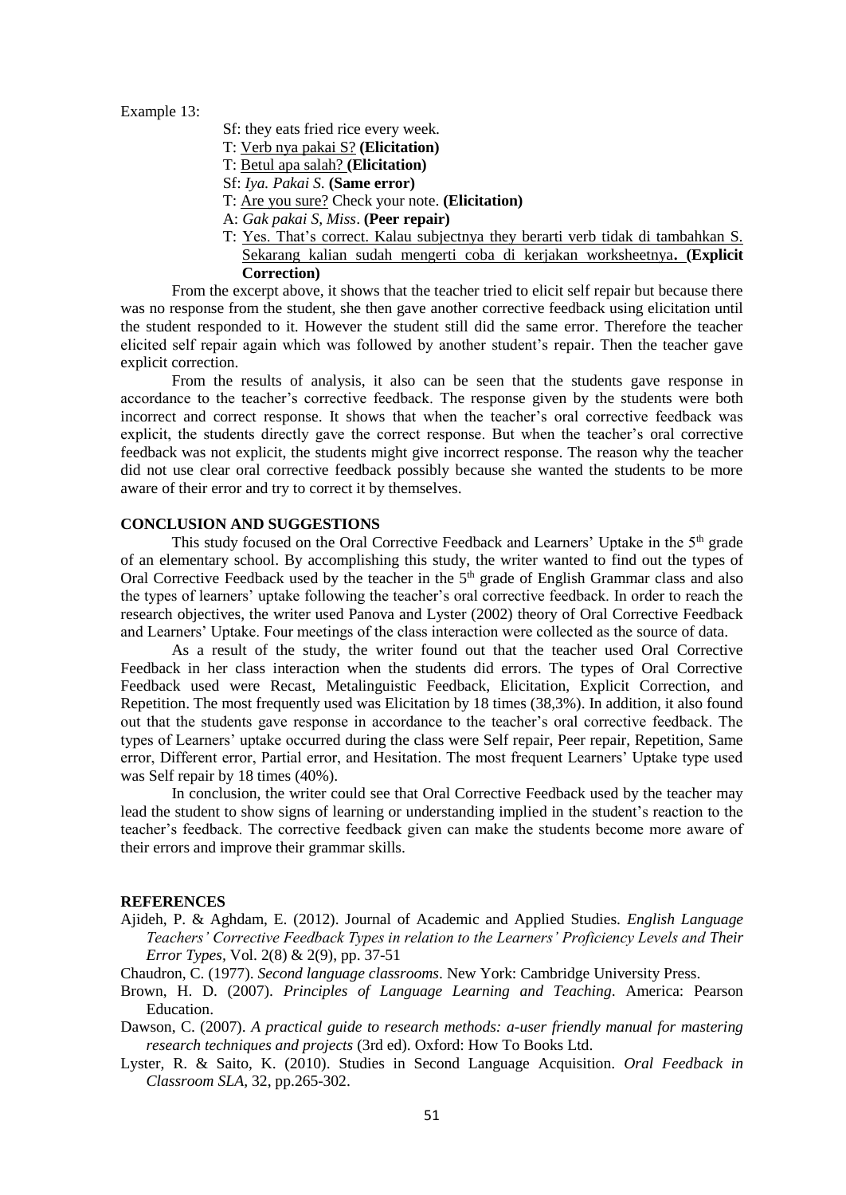Example 13:

> Sf: they eats fried rice every week.
> T: <u>Verb nya pakai S?</u> **(Elicitation)**
> T: <u>Betul apa salah?</u> **(Elicitation)**
> Sf: *Iya. Pakai S.* **(Same error)**
> T: <u>Are you sure?</u> Check your note. **(Elicitation)**
> A: *Gak pakai S, Miss*. **(Peer repair)**
> T: <u>Yes. That's correct. Kalau subjectnya they berarti verb tidak di tambahkan S. Sekarang kalian sudah mengerti coba di kerjakan worksheetnya</u>**. (Explicit Correction)**

From the excerpt above, it shows that the teacher tried to elicit self repair but because there was no response from the student, she then gave another corrective feedback using elicitation until the student responded to it. However the student still did the same error. Therefore the teacher elicited self repair again which was followed by another student's repair. Then the teacher gave explicit correction.

From the results of analysis, it also can be seen that the students gave response in accordance to the teacher's corrective feedback. The response given by the students were both incorrect and correct response. It shows that when the teacher's oral corrective feedback was explicit, the students directly gave the correct response. But when the teacher's oral corrective feedback was not explicit, the students might give incorrect response. The reason why the teacher did not use clear oral corrective feedback possibly because she wanted the students to be more aware of their error and try to correct it by themselves.

## CONCLUSION AND SUGGESTIONS

This study focused on the Oral Corrective Feedback and Learners' Uptake in the 5th grade of an elementary school. By accomplishing this study, the writer wanted to find out the types of Oral Corrective Feedback used by the teacher in the 5th grade of English Grammar class and also the types of learners' uptake following the teacher's oral corrective feedback. In order to reach the research objectives, the writer used Panova and Lyster (2002) theory of Oral Corrective Feedback and Learners' Uptake. Four meetings of the class interaction were collected as the source of data.

As a result of the study, the writer found out that the teacher used Oral Corrective Feedback in her class interaction when the students did errors. The types of Oral Corrective Feedback used were Recast, Metalinguistic Feedback, Elicitation, Explicit Correction, and Repetition. The most frequently used was Elicitation by 18 times (38,3%). In addition, it also found out that the students gave response in accordance to the teacher's oral corrective feedback. The types of Learners' uptake occurred during the class were Self repair, Peer repair, Repetition, Same error, Different error, Partial error, and Hesitation. The most frequent Learners' Uptake type used was Self repair by 18 times (40%).

In conclusion, the writer could see that Oral Corrective Feedback used by the teacher may lead the student to show signs of learning or understanding implied in the student's reaction to the teacher's feedback. The corrective feedback given can make the students become more aware of their errors and improve their grammar skills.

## REFERENCES

Ajideh, P. & Aghdam, E. (2012). Journal of Academic and Applied Studies. *English Language Teachers' Corrective Feedback Types in relation to the Learners' Proficiency Levels and Their Error Types*, Vol. 2(8) & 2(9), pp. 37-51

Chaudron, C. (1977). *Second language classrooms*. New York: Cambridge University Press.

Brown, H. D. (2007). *Principles of Language Learning and Teaching*. America: Pearson Education.

Dawson, C. (2007). *A practical guide to research methods: a-user friendly manual for mastering research techniques and projects* (3rd ed). Oxford: How To Books Ltd.

Lyster, R. & Saito, K. (2010). Studies in Second Language Acquisition. *Oral Feedback in Classroom SLA*, 32, pp.265-302.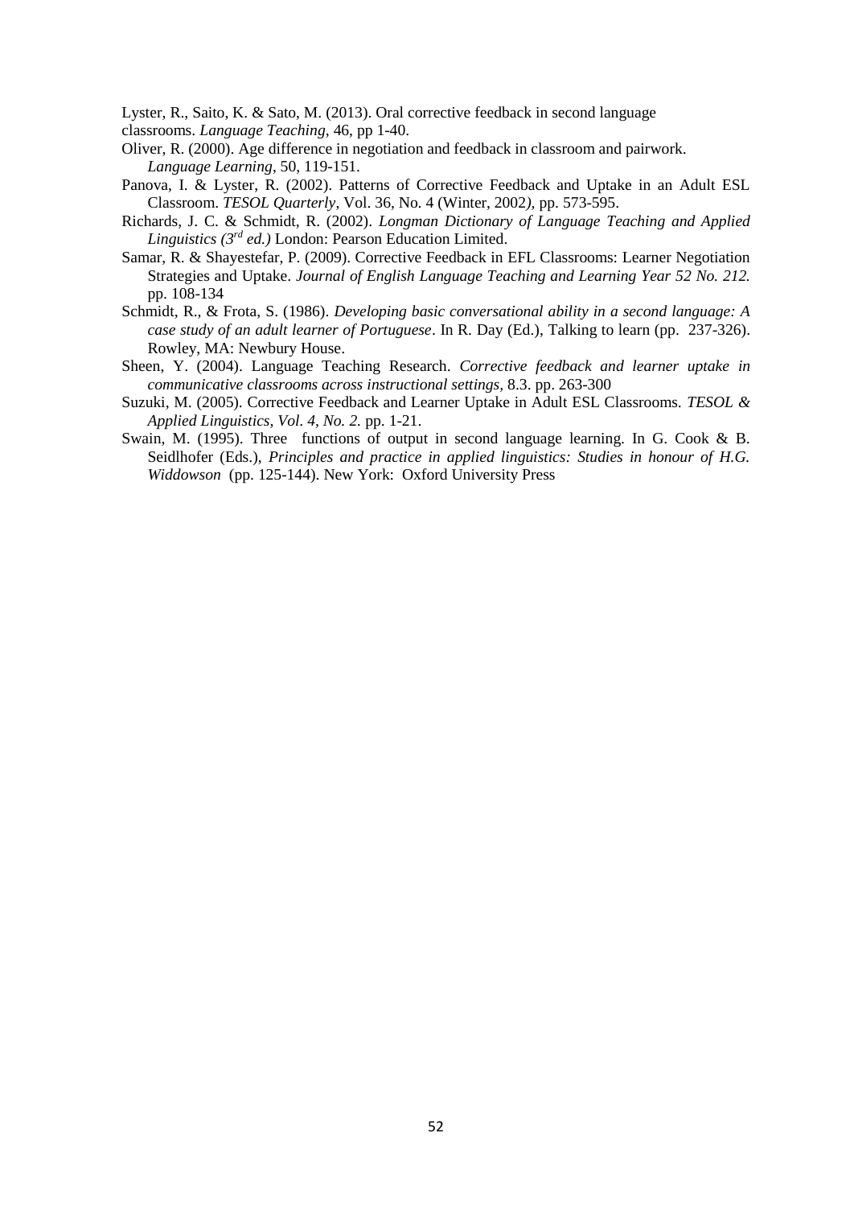Lyster, R., Saito, K. & Sato, M. (2013). Oral corrective feedback in second language classrooms. *Language Teaching*, 46, pp 1-40.

Oliver, R. (2000). Age difference in negotiation and feedback in classroom and pairwork. *Language Learning*, 50, 119-151.

Panova, I. & Lyster, R. (2002). Patterns of Corrective Feedback and Uptake in an Adult ESL Classroom. *TESOL Quarterly*, Vol. 36, No. 4 (Winter, 2002*)*, pp. 573-595.

Richards, J. C. & Schmidt, R. (2002). *Longman Dictionary of Language Teaching and Applied Linguistics (3rd ed.)* London: Pearson Education Limited.

Samar, R. & Shayestefar, P. (2009). Corrective Feedback in EFL Classrooms: Learner Negotiation Strategies and Uptake. *Journal of English Language Teaching and Learning Year 52 No. 212.* pp. 108-134

Schmidt, R., & Frota, S. (1986). *Developing basic conversational ability in a second language: A case study of an adult learner of Portuguese*. In R. Day (Ed.), Talking to learn (pp. 237-326). Rowley, MA: Newbury House.

Sheen, Y. (2004). Language Teaching Research. *Corrective feedback and learner uptake in communicative classrooms across instructional settings*, 8.3. pp. 263-300

Suzuki, M. (2005). Corrective Feedback and Learner Uptake in Adult ESL Classrooms. *TESOL & Applied Linguistics, Vol. 4, No. 2.* pp. 1-21.

Swain, M. (1995). Three functions of output in second language learning. In G. Cook & B. Seidlhofer (Eds.), *Principles and practice in applied linguistics: Studies in honour of H.G. Widdowson* (pp. 125-144). New York: Oxford University Press